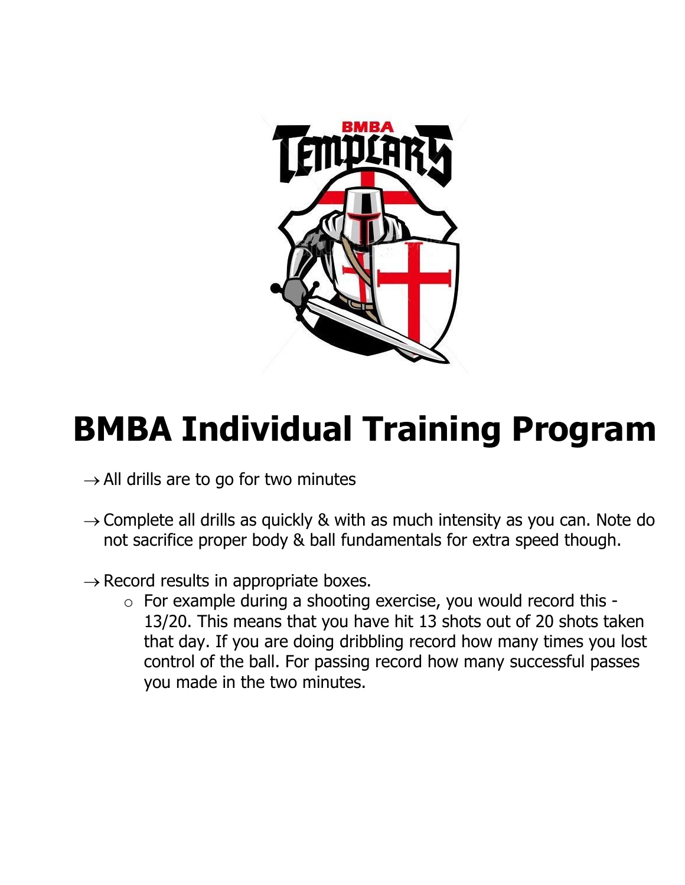# BMBA Individual Training Program

→ All drills are to go for two minutes

→ Complete all drills as quickly & with as much intensity as you can. Note do not sacrifice proper body & ball fundamentals for extra speed though.

→ Record results in appropriate boxes.

- For example during a shooting exercise, you would record this - 13/20. This means that you have hit 13 shots out of 20 shots taken that day. If you are doing dribbling record how many times you lost control of the ball. For passing record how many successful passes you made in the two minutes.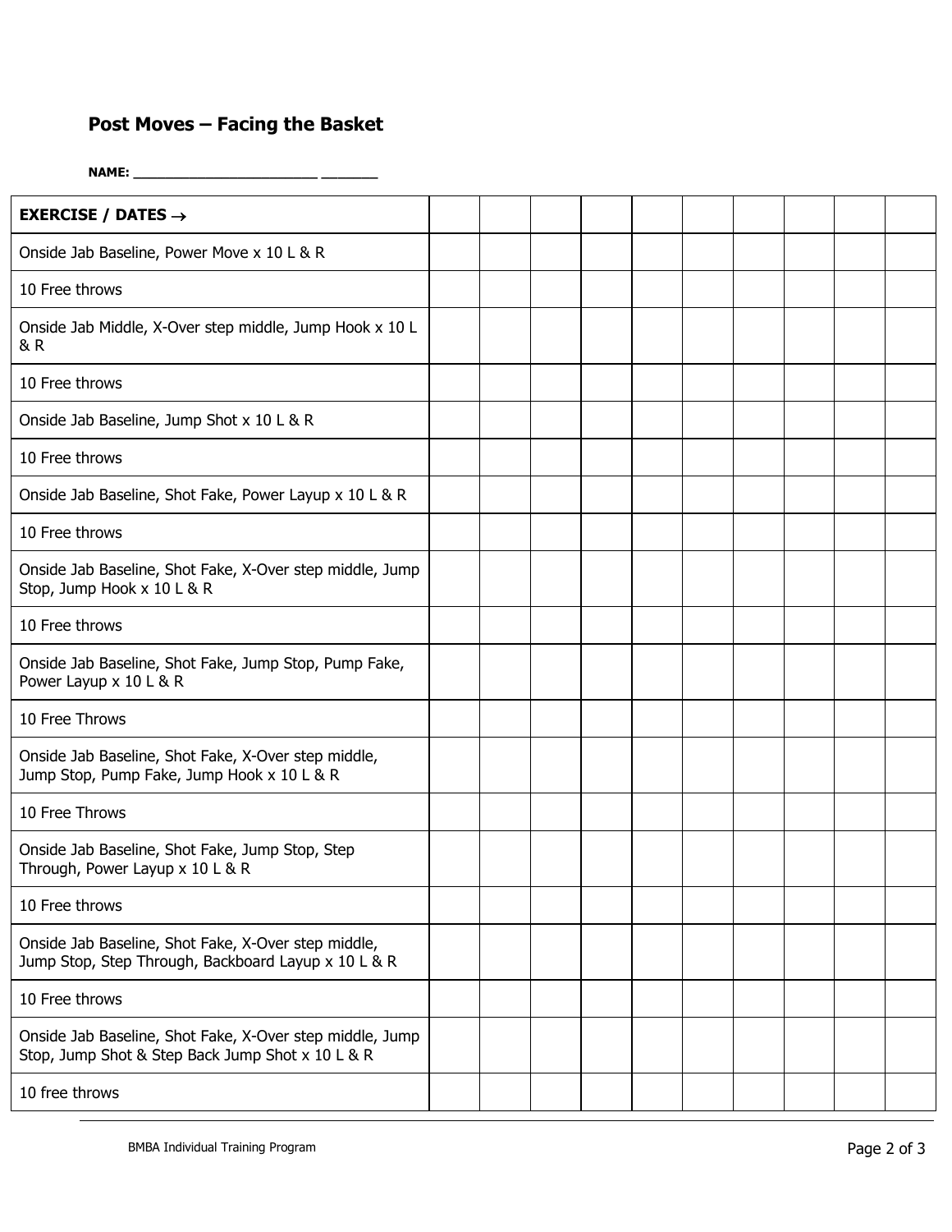## Post Moves – Facing the Basket

**NAME:** ________________________ ________

| EXERCISE / DATES → | | | | | | | | | | |
|---|---|---|---|---|---|---|---|---|---|---|
| Onside Jab Baseline, Power Move x 10 L & R | | | | | | | | | | |
| 10 Free throws | | | | | | | | | | |
| Onside Jab Middle, X-Over step middle, Jump Hook x 10 L & R | | | | | | | | | | |
| 10 Free throws | | | | | | | | | | |
| Onside Jab Baseline, Jump Shot x 10 L & R | | | | | | | | | | |
| 10 Free throws | | | | | | | | | | |
| Onside Jab Baseline, Shot Fake, Power Layup x 10 L & R | | | | | | | | | | |
| 10 Free throws | | | | | | | | | | |
| Onside Jab Baseline, Shot Fake, X-Over step middle, Jump Stop, Jump Hook x 10 L & R | | | | | | | | | | |
| 10 Free throws | | | | | | | | | | |
| Onside Jab Baseline, Shot Fake, Jump Stop, Pump Fake, Power Layup x 10 L & R | | | | | | | | | | |
| 10 Free Throws | | | | | | | | | | |
| Onside Jab Baseline, Shot Fake, X-Over step middle, Jump Stop, Pump Fake, Jump Hook x 10 L & R | | | | | | | | | | |
| 10 Free Throws | | | | | | | | | | |
| Onside Jab Baseline, Shot Fake, Jump Stop, Step Through, Power Layup x 10 L & R | | | | | | | | | | |
| 10 Free throws | | | | | | | | | | |
| Onside Jab Baseline, Shot Fake, X-Over step middle, Jump Stop, Step Through, Backboard Layup x 10 L & R | | | | | | | | | | |
| 10 Free throws | | | | | | | | | | |
| Onside Jab Baseline, Shot Fake, X-Over step middle, Jump Stop, Jump Shot & Step Back Jump Shot x 10 L & R | | | | | | | | | | |
| 10 free throws | | | | | | | | | | |

BMBA Individual Training Program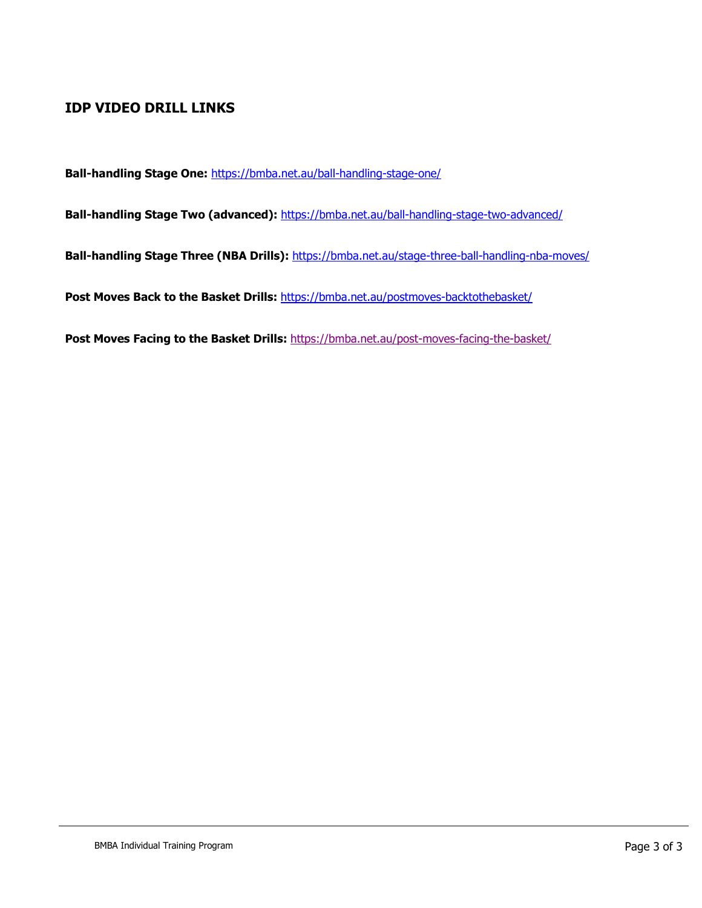## IDP VIDEO DRILL LINKS

**Ball-handling Stage One:** https://bmba.net.au/ball-handling-stage-one/

**Ball-handling Stage Two (advanced):** https://bmba.net.au/ball-handling-stage-two-advanced/

**Ball-handling Stage Three (NBA Drills):** https://bmba.net.au/stage-three-ball-handling-nba-moves/

**Post Moves Back to the Basket Drills:** https://bmba.net.au/postmoves-backtothebasket/

**Post Moves Facing to the Basket Drills:** https://bmba.net.au/post-moves-facing-the-basket/